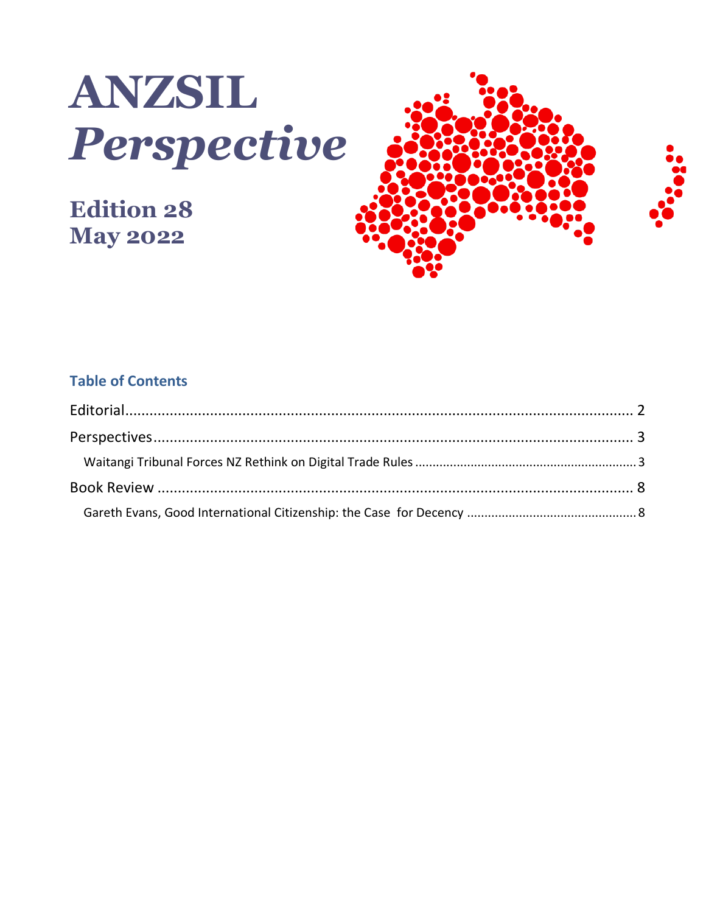# ANZSIL *Perspective*

**Edition 28**
**May 2022**

## Table of Contents

Editorial .......... 2

Perspectives .......... 3

- Waitangi Tribunal Forces NZ Rethink on Digital Trade Rules .......... 3

Book Review .......... 8

- Gareth Evans, Good International Citizenship: the Case for Decency .......... 8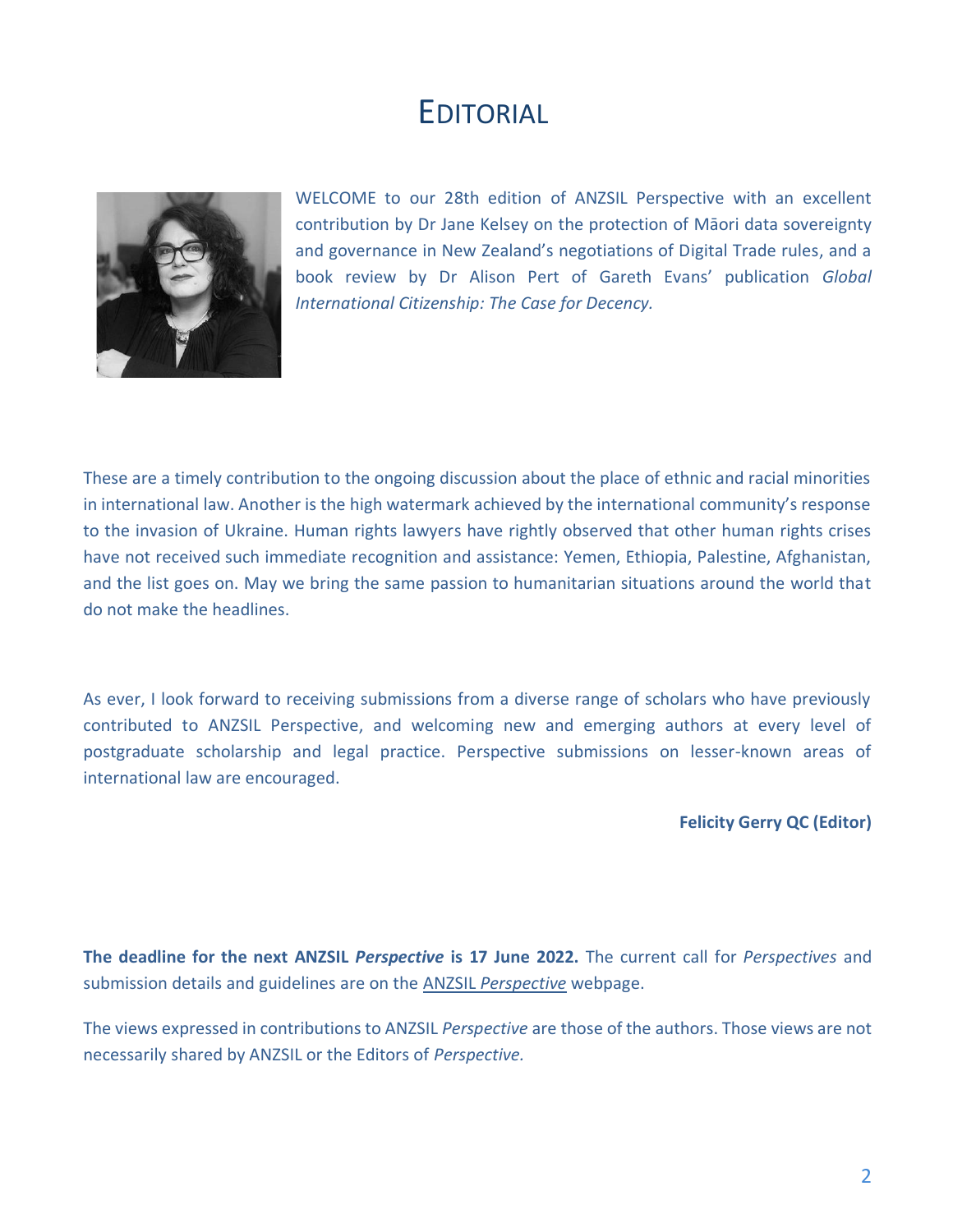# EDITORIAL

WELCOME to our 28th edition of ANZSIL Perspective with an excellent contribution by Dr Jane Kelsey on the protection of Māori data sovereignty and governance in New Zealand's negotiations of Digital Trade rules, and a book review by Dr Alison Pert of Gareth Evans' publication *Global International Citizenship: The Case for Decency.*

These are a timely contribution to the ongoing discussion about the place of ethnic and racial minorities in international law. Another is the high watermark achieved by the international community's response to the invasion of Ukraine. Human rights lawyers have rightly observed that other human rights crises have not received such immediate recognition and assistance: Yemen, Ethiopia, Palestine, Afghanistan, and the list goes on. May we bring the same passion to humanitarian situations around the world that do not make the headlines.

As ever, I look forward to receiving submissions from a diverse range of scholars who have previously contributed to ANZSIL Perspective, and welcoming new and emerging authors at every level of postgraduate scholarship and legal practice. Perspective submissions on lesser-known areas of international law are encouraged.

**Felicity Gerry QC (Editor)**

**The deadline for the next ANZSIL *Perspective* is 17 June 2022.** The current call for *Perspectives* and submission details and guidelines are on the ANZSIL *Perspective* webpage.

The views expressed in contributions to ANZSIL *Perspective* are those of the authors. Those views are not necessarily shared by ANZSIL or the Editors of *Perspective.*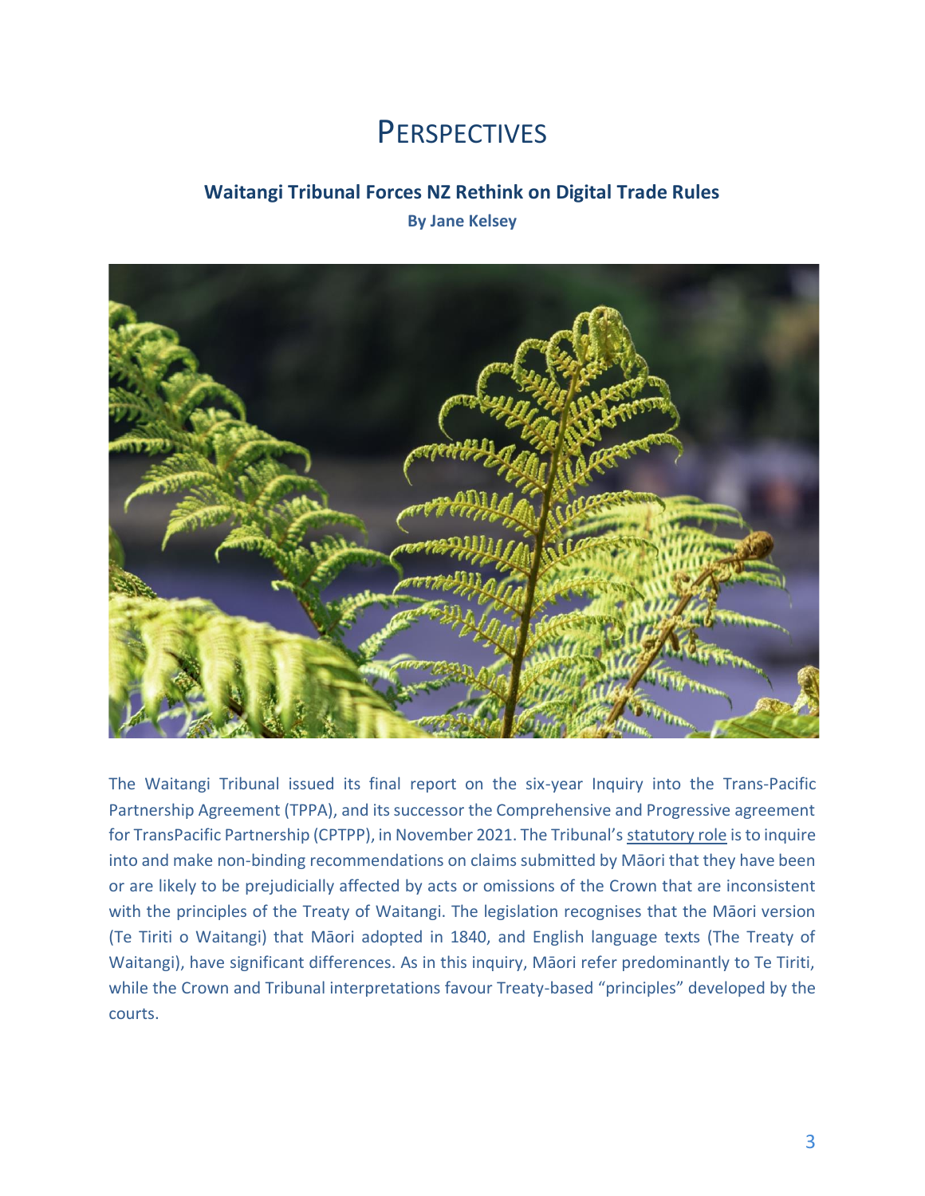# PERSPECTIVES

## Waitangi Tribunal Forces NZ Rethink on Digital Trade Rules

**By Jane Kelsey**

The Waitangi Tribunal issued its final report on the six-year Inquiry into the Trans-Pacific Partnership Agreement (TPPA), and its successor the Comprehensive and Progressive agreement for TransPacific Partnership (CPTPP), in November 2021. The Tribunal's statutory role is to inquire into and make non-binding recommendations on claims submitted by Māori that they have been or are likely to be prejudicially affected by acts or omissions of the Crown that are inconsistent with the principles of the Treaty of Waitangi. The legislation recognises that the Māori version (Te Tiriti o Waitangi) that Māori adopted in 1840, and English language texts (The Treaty of Waitangi), have significant differences. As in this inquiry, Māori refer predominantly to Te Tiriti, while the Crown and Tribunal interpretations favour Treaty-based "principles" developed by the courts.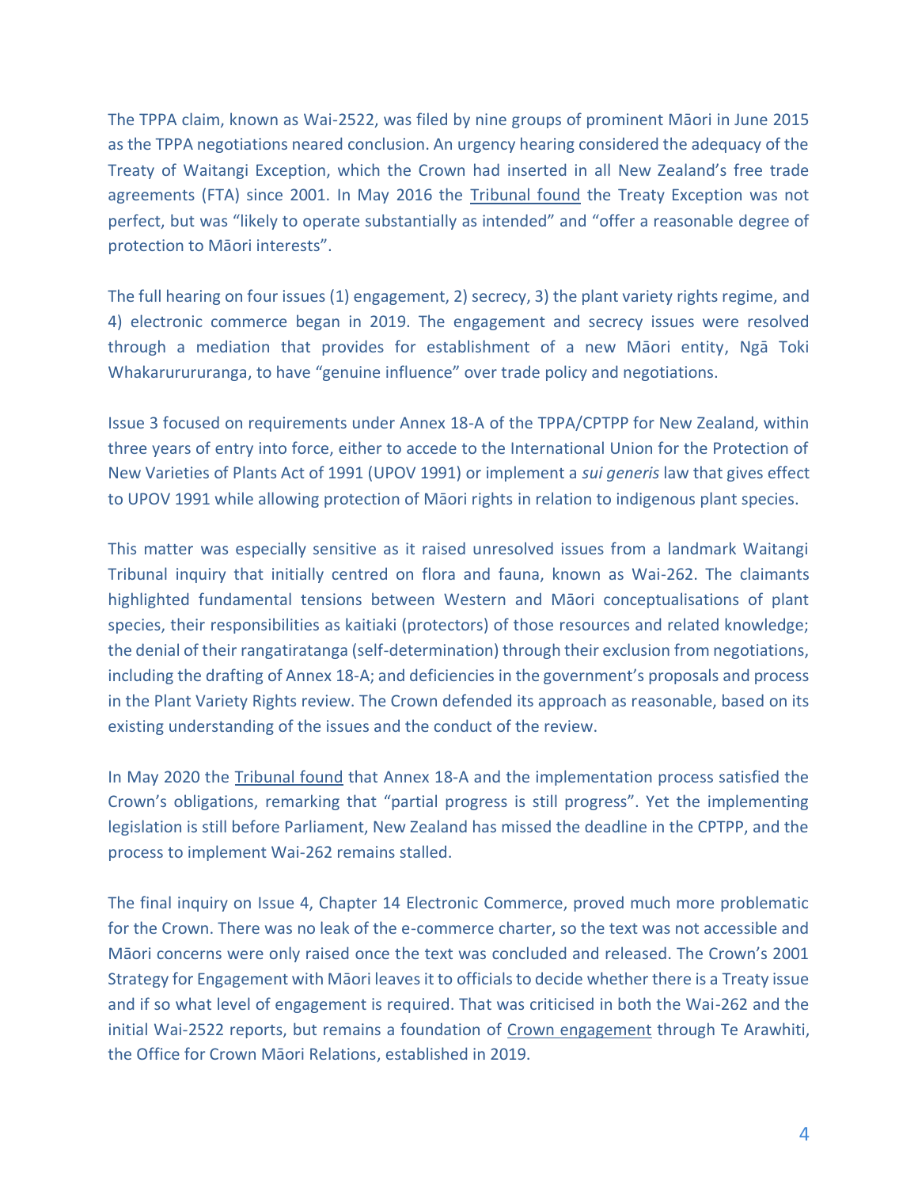The TPPA claim, known as Wai-2522, was filed by nine groups of prominent Māori in June 2015 as the TPPA negotiations neared conclusion. An urgency hearing considered the adequacy of the Treaty of Waitangi Exception, which the Crown had inserted in all New Zealand's free trade agreements (FTA) since 2001. In May 2016 the Tribunal found the Treaty Exception was not perfect, but was "likely to operate substantially as intended" and "offer a reasonable degree of protection to Māori interests".

The full hearing on four issues (1) engagement, 2) secrecy, 3) the plant variety rights regime, and 4) electronic commerce began in 2019. The engagement and secrecy issues were resolved through a mediation that provides for establishment of a new Māori entity, Ngā Toki Whakarururuanga, to have "genuine influence" over trade policy and negotiations.

Issue 3 focused on requirements under Annex 18-A of the TPPA/CPTPP for New Zealand, within three years of entry into force, either to accede to the International Union for the Protection of New Varieties of Plants Act of 1991 (UPOV 1991) or implement a *sui generis* law that gives effect to UPOV 1991 while allowing protection of Māori rights in relation to indigenous plant species.

This matter was especially sensitive as it raised unresolved issues from a landmark Waitangi Tribunal inquiry that initially centred on flora and fauna, known as Wai-262. The claimants highlighted fundamental tensions between Western and Māori conceptualisations of plant species, their responsibilities as kaitiaki (protectors) of those resources and related knowledge; the denial of their rangatiratanga (self-determination) through their exclusion from negotiations, including the drafting of Annex 18-A; and deficiencies in the government's proposals and process in the Plant Variety Rights review. The Crown defended its approach as reasonable, based on its existing understanding of the issues and the conduct of the review.

In May 2020 the Tribunal found that Annex 18-A and the implementation process satisfied the Crown's obligations, remarking that "partial progress is still progress". Yet the implementing legislation is still before Parliament, New Zealand has missed the deadline in the CPTPP, and the process to implement Wai-262 remains stalled.

The final inquiry on Issue 4, Chapter 14 Electronic Commerce, proved much more problematic for the Crown. There was no leak of the e-commerce charter, so the text was not accessible and Māori concerns were only raised once the text was concluded and released. The Crown's 2001 Strategy for Engagement with Māori leaves it to officials to decide whether there is a Treaty issue and if so what level of engagement is required. That was criticised in both the Wai-262 and the initial Wai-2522 reports, but remains a foundation of Crown engagement through Te Arawhiti, the Office for Crown Māori Relations, established in 2019.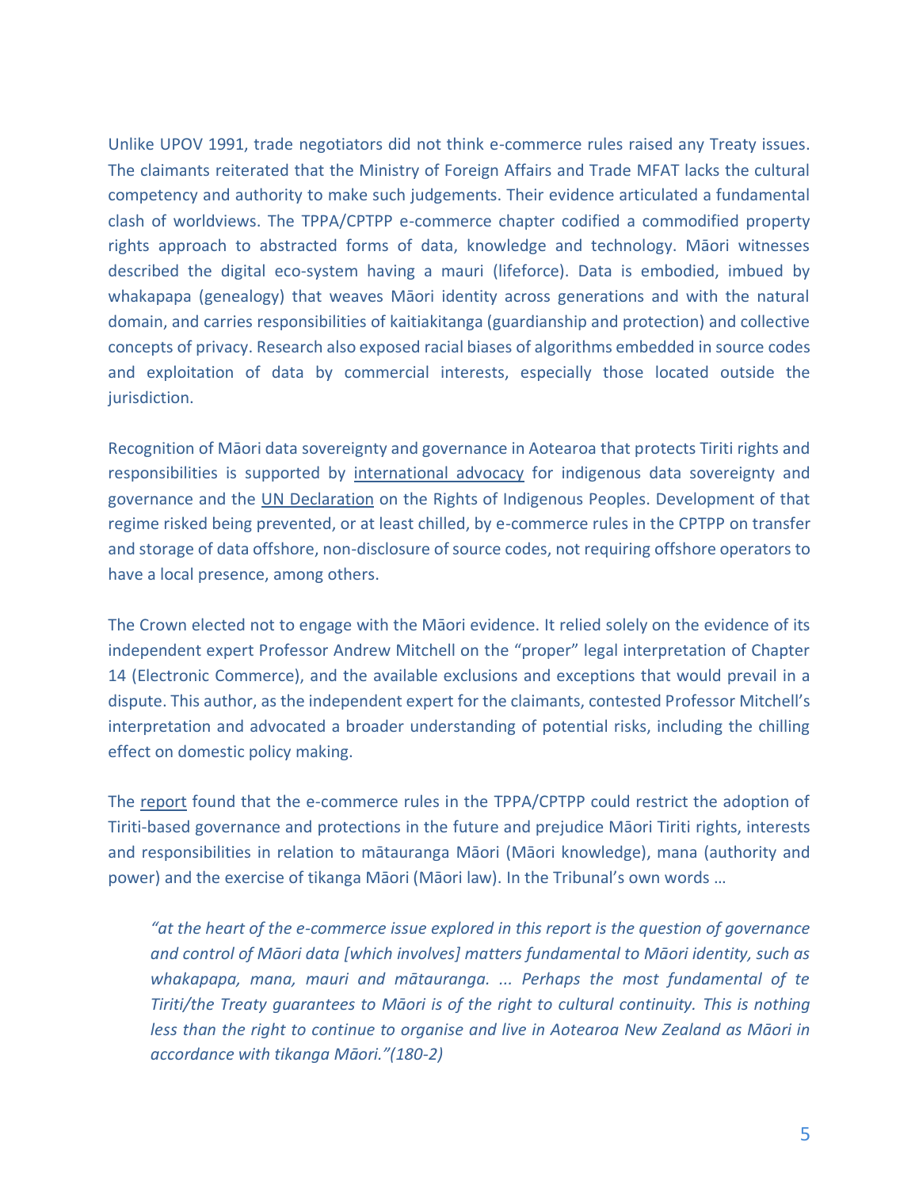Unlike UPOV 1991, trade negotiators did not think e-commerce rules raised any Treaty issues. The claimants reiterated that the Ministry of Foreign Affairs and Trade MFAT lacks the cultural competency and authority to make such judgements. Their evidence articulated a fundamental clash of worldviews. The TPPA/CPTPP e-commerce chapter codified a commodified property rights approach to abstracted forms of data, knowledge and technology. Māori witnesses described the digital eco-system having a mauri (lifeforce). Data is embodied, imbued by whakapapa (genealogy) that weaves Māori identity across generations and with the natural domain, and carries responsibilities of kaitiakitanga (guardianship and protection) and collective concepts of privacy. Research also exposed racial biases of algorithms embedded in source codes and exploitation of data by commercial interests, especially those located outside the jurisdiction.

Recognition of Māori data sovereignty and governance in Aotearoa that protects Tiriti rights and responsibilities is supported by international advocacy for indigenous data sovereignty and governance and the UN Declaration on the Rights of Indigenous Peoples. Development of that regime risked being prevented, or at least chilled, by e-commerce rules in the CPTPP on transfer and storage of data offshore, non-disclosure of source codes, not requiring offshore operators to have a local presence, among others.

The Crown elected not to engage with the Māori evidence. It relied solely on the evidence of its independent expert Professor Andrew Mitchell on the "proper" legal interpretation of Chapter 14 (Electronic Commerce), and the available exclusions and exceptions that would prevail in a dispute. This author, as the independent expert for the claimants, contested Professor Mitchell's interpretation and advocated a broader understanding of potential risks, including the chilling effect on domestic policy making.

The report found that the e-commerce rules in the TPPA/CPTPP could restrict the adoption of Tiriti-based governance and protections in the future and prejudice Māori Tiriti rights, interests and responsibilities in relation to mātauranga Māori (Māori knowledge), mana (authority and power) and the exercise of tikanga Māori (Māori law). In the Tribunal's own words …

> *"at the heart of the e-commerce issue explored in this report is the question of governance and control of Māori data [which involves] matters fundamental to Māori identity, such as whakapapa, mana, mauri and mātauranga. ... Perhaps the most fundamental of te Tiriti/the Treaty guarantees to Māori is of the right to cultural continuity. This is nothing less than the right to continue to organise and live in Aotearoa New Zealand as Māori in accordance with tikanga Māori."(180-2)*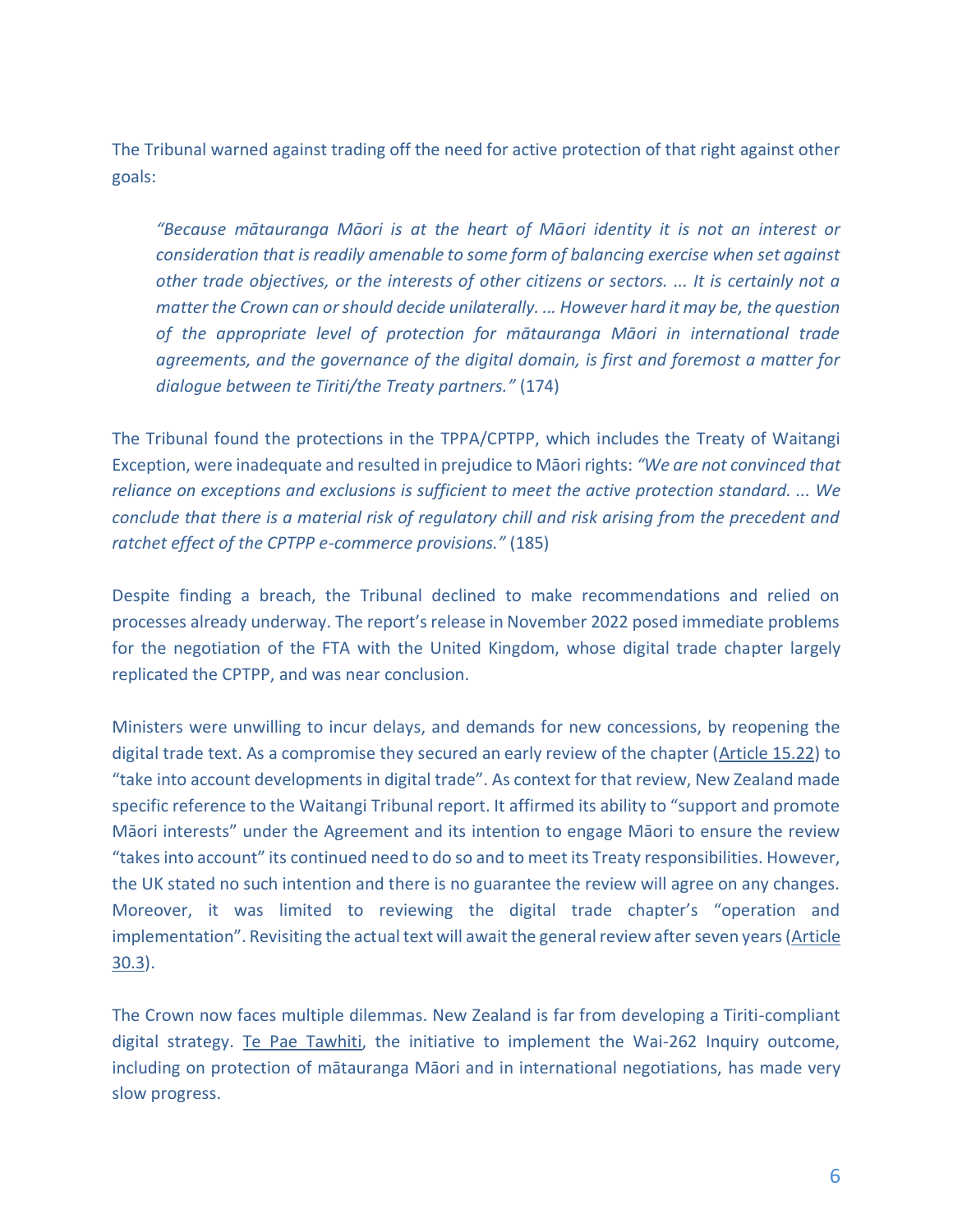The Tribunal warned against trading off the need for active protection of that right against other goals:

> *"Because mātauranga Māori is at the heart of Māori identity it is not an interest or consideration that is readily amenable to some form of balancing exercise when set against other trade objectives, or the interests of other citizens or sectors. ... It is certainly not a matter the Crown can or should decide unilaterally. ... However hard it may be, the question of the appropriate level of protection for mātauranga Māori in international trade agreements, and the governance of the digital domain, is first and foremost a matter for dialogue between te Tiriti/the Treaty partners."* (174)

The Tribunal found the protections in the TPPA/CPTPP, which includes the Treaty of Waitangi Exception, were inadequate and resulted in prejudice to Māori rights: *"We are not convinced that reliance on exceptions and exclusions is sufficient to meet the active protection standard. ... We conclude that there is a material risk of regulatory chill and risk arising from the precedent and ratchet effect of the CPTPP e-commerce provisions."* (185)

Despite finding a breach, the Tribunal declined to make recommendations and relied on processes already underway. The report's release in November 2022 posed immediate problems for the negotiation of the FTA with the United Kingdom, whose digital trade chapter largely replicated the CPTPP, and was near conclusion.

Ministers were unwilling to incur delays, and demands for new concessions, by reopening the digital trade text. As a compromise they secured an early review of the chapter (Article 15.22) to "take into account developments in digital trade". As context for that review, New Zealand made specific reference to the Waitangi Tribunal report. It affirmed its ability to "support and promote Māori interests" under the Agreement and its intention to engage Māori to ensure the review "takes into account" its continued need to do so and to meet its Treaty responsibilities. However, the UK stated no such intention and there is no guarantee the review will agree on any changes. Moreover, it was limited to reviewing the digital trade chapter's "operation and implementation". Revisiting the actual text will await the general review after seven years (Article 30.3).

The Crown now faces multiple dilemmas. New Zealand is far from developing a Tiriti-compliant digital strategy. Te Pae Tawhiti, the initiative to implement the Wai-262 Inquiry outcome, including on protection of mātauranga Māori and in international negotiations, has made very slow progress.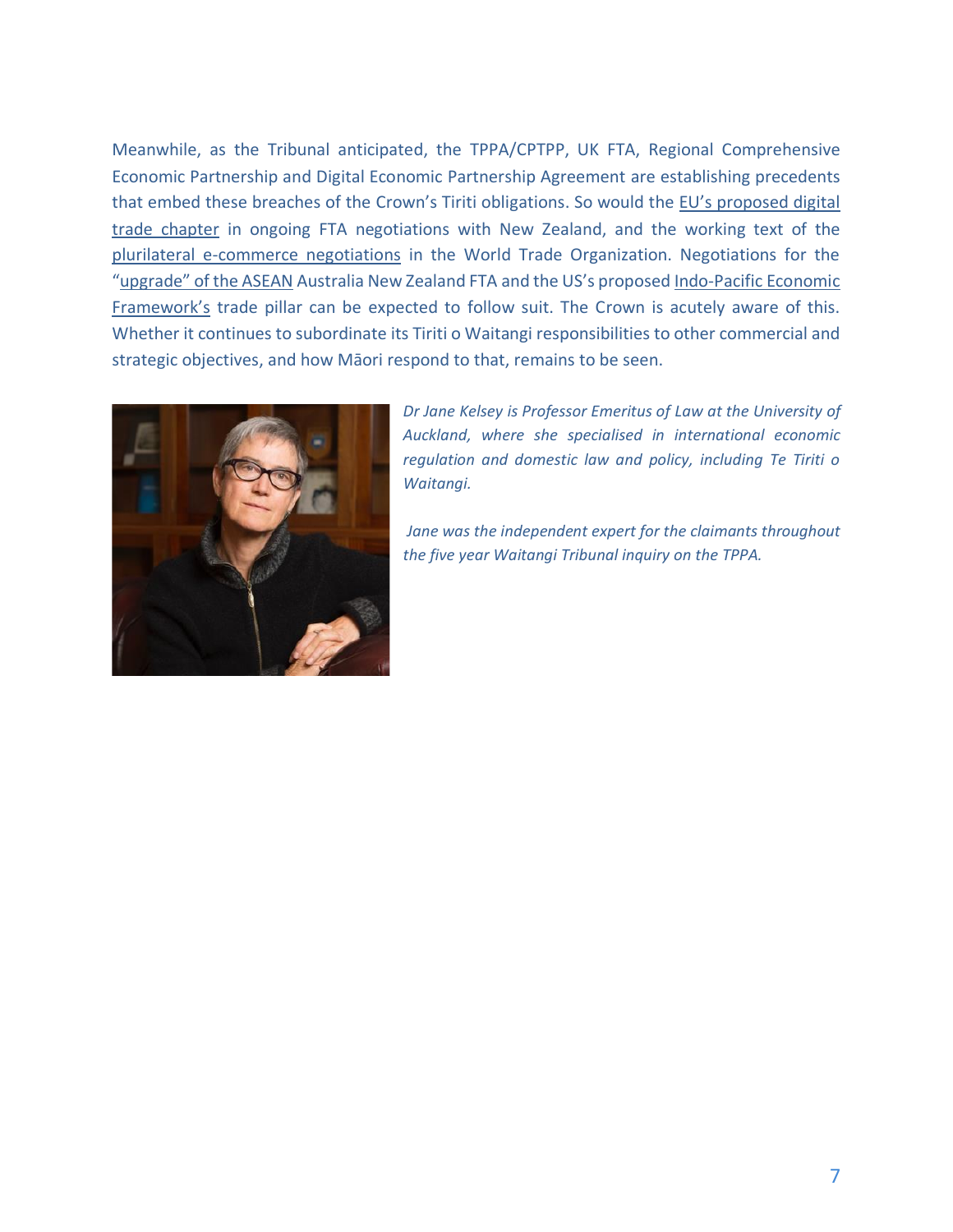Meanwhile, as the Tribunal anticipated, the TPPA/CPTPP, UK FTA, Regional Comprehensive Economic Partnership and Digital Economic Partnership Agreement are establishing precedents that embed these breaches of the Crown's Tiriti obligations. So would the EU's proposed digital trade chapter in ongoing FTA negotiations with New Zealand, and the working text of the plurilateral e-commerce negotiations in the World Trade Organization. Negotiations for the "upgrade" of the ASEAN Australia New Zealand FTA and the US's proposed Indo-Pacific Economic Framework's trade pillar can be expected to follow suit. The Crown is acutely aware of this. Whether it continues to subordinate its Tiriti o Waitangi responsibilities to other commercial and strategic objectives, and how Māori respond to that, remains to be seen.

*Dr Jane Kelsey is Professor Emeritus of Law at the University of Auckland, where she specialised in international economic regulation and domestic law and policy, including Te Tiriti o Waitangi.*

*Jane was the independent expert for the claimants throughout the five year Waitangi Tribunal inquiry on the TPPA.*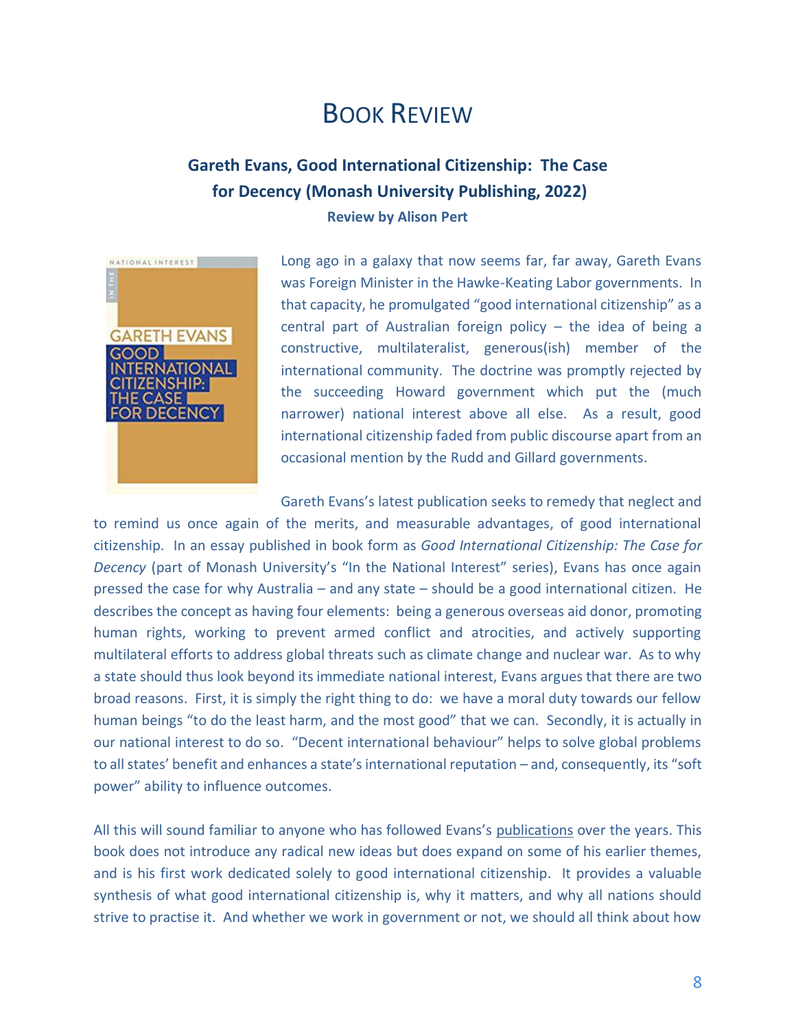# Book Review

## Gareth Evans, Good International Citizenship: The Case for Decency (Monash University Publishing, 2022)

**Review by Alison Pert**

Long ago in a galaxy that now seems far, far away, Gareth Evans was Foreign Minister in the Hawke-Keating Labor governments. In that capacity, he promulgated "good international citizenship" as a central part of Australian foreign policy – the idea of being a constructive, multilateralist, generous(ish) member of the international community. The doctrine was promptly rejected by the succeeding Howard government which put the (much narrower) national interest above all else. As a result, good international citizenship faded from public discourse apart from an occasional mention by the Rudd and Gillard governments.

Gareth Evans's latest publication seeks to remedy that neglect and to remind us once again of the merits, and measurable advantages, of good international citizenship. In an essay published in book form as *Good International Citizenship: The Case for Decency* (part of Monash University's "In the National Interest" series), Evans has once again pressed the case for why Australia – and any state – should be a good international citizen. He describes the concept as having four elements: being a generous overseas aid donor, promoting human rights, working to prevent armed conflict and atrocities, and actively supporting multilateral efforts to address global threats such as climate change and nuclear war. As to why a state should thus look beyond its immediate national interest, Evans argues that there are two broad reasons. First, it is simply the right thing to do: we have a moral duty towards our fellow human beings "to do the least harm, and the most good" that we can. Secondly, it is actually in our national interest to do so. "Decent international behaviour" helps to solve global problems to all states' benefit and enhances a state's international reputation – and, consequently, its "soft power" ability to influence outcomes.

All this will sound familiar to anyone who has followed Evans's publications over the years. This book does not introduce any radical new ideas but does expand on some of his earlier themes, and is his first work dedicated solely to good international citizenship. It provides a valuable synthesis of what good international citizenship is, why it matters, and why all nations should strive to practise it. And whether we work in government or not, we should all think about how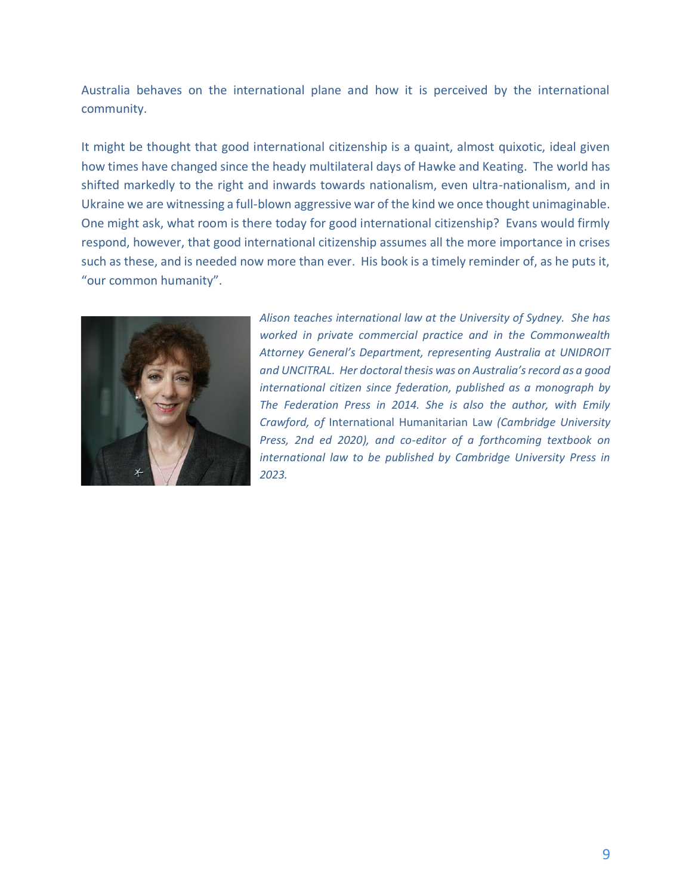Australia behaves on the international plane and how it is perceived by the international community.

It might be thought that good international citizenship is a quaint, almost quixotic, ideal given how times have changed since the heady multilateral days of Hawke and Keating. The world has shifted markedly to the right and inwards towards nationalism, even ultra-nationalism, and in Ukraine we are witnessing a full-blown aggressive war of the kind we once thought unimaginable. One might ask, what room is there today for good international citizenship? Evans would firmly respond, however, that good international citizenship assumes all the more importance in crises such as these, and is needed now more than ever. His book is a timely reminder of, as he puts it, "our common humanity".

*Alison teaches international law at the University of Sydney. She has worked in private commercial practice and in the Commonwealth Attorney General's Department, representing Australia at UNIDROIT and UNCITRAL. Her doctoral thesis was on Australia's record as a good international citizen since federation, published as a monograph by The Federation Press in 2014. She is also the author, with Emily Crawford, of* International Humanitarian Law *(Cambridge University Press, 2nd ed 2020), and co-editor of a forthcoming textbook on international law to be published by Cambridge University Press in 2023.*